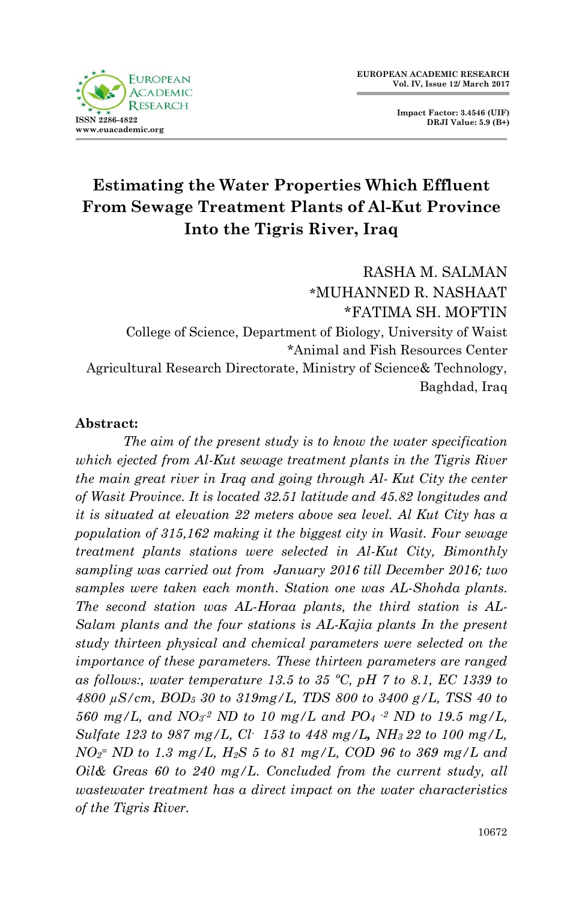# Estimating the Water Properties Which Effluent From Sewage Treatment Plants of Al-Kut Province Into the Tigris River, Iraq

RASHA M. SALMAN  
*MUHANNED R. NASHAAT  
*FATIMA SH. MOFTIN  
College of Science, Department of Biology, University of Waist  
*Animal and Fish Resources Center  
Agricultural Research Directorate, Ministry of Science& Technology, Baghdad, Iraq

**Abstract:**

*The aim of the present study is to know the water specification which ejected from Al-Kut sewage treatment plants in the Tigris River the main great river in Iraq and going through Al- Kut City the center of Wasit Province. It is located 32.51 latitude and 45.82 longitudes and it is situated at elevation 22 meters above sea level. Al Kut City has a population of 315,162 making it the biggest city in Wasit. Four sewage treatment plants stations were selected in Al-Kut City, Bimonthly sampling was carried out from January 2016 till December 2016; two samples were taken each month. Station one was AL-Shohda plants. The second station was AL-Horaa plants, the third station is AL-Salam plants and the four stations is AL-Kajia plants In the present study thirteen physical and chemical parameters were selected on the importance of these parameters. These thirteen parameters are ranged as follows:, water temperature 13.5 to 35 ºC, pH 7 to 8.1, EC 1339 to 4800 µS/cm, $BOD_5$ 30 to 319mg/L, TDS 800 to 3400 g/L, TSS 40 to 560 mg/L, and $NO_3^{-2}$ ND to 10 mg/L and $PO_4^{-2}$ ND to 19.5 mg/L, Sulfate 123 to 987 mg/L, $Cl^-$ 153 to 448 mg/L, $NH_3$ 22 to 100 mg/L, $NO_2^{=}$ ND to 1.3 mg/L, $H_2S$ 5 to 81 mg/L, COD 96 to 369 mg/L and Oil& Greas 60 to 240 mg/L. Concluded from the current study, all wastewater treatment has a direct impact on the water characteristics of the Tigris River.*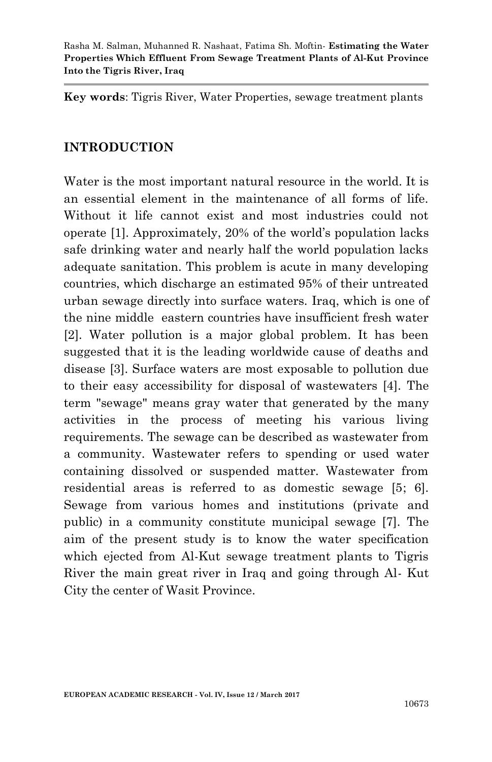**Key words**: Tigris River, Water Properties, sewage treatment plants

## INTRODUCTION

Water is the most important natural resource in the world. It is an essential element in the maintenance of all forms of life. Without it life cannot exist and most industries could not operate [1]. Approximately, 20% of the world's population lacks safe drinking water and nearly half the world population lacks adequate sanitation. This problem is acute in many developing countries, which discharge an estimated 95% of their untreated urban sewage directly into surface waters. Iraq, which is one of the nine middle eastern countries have insufficient fresh water [2]. Water pollution is a major global problem. It has been suggested that it is the leading worldwide cause of deaths and disease [3]. Surface waters are most exposable to pollution due to their easy accessibility for disposal of wastewaters [4]. The term "sewage" means gray water that generated by the many activities in the process of meeting his various living requirements. The sewage can be described as wastewater from a community. Wastewater refers to spending or used water containing dissolved or suspended matter. Wastewater from residential areas is referred to as domestic sewage [5; 6]. Sewage from various homes and institutions (private and public) in a community constitute municipal sewage [7]. The aim of the present study is to know the water specification which ejected from Al-Kut sewage treatment plants to Tigris River the main great river in Iraq and going through Al- Kut City the center of Wasit Province.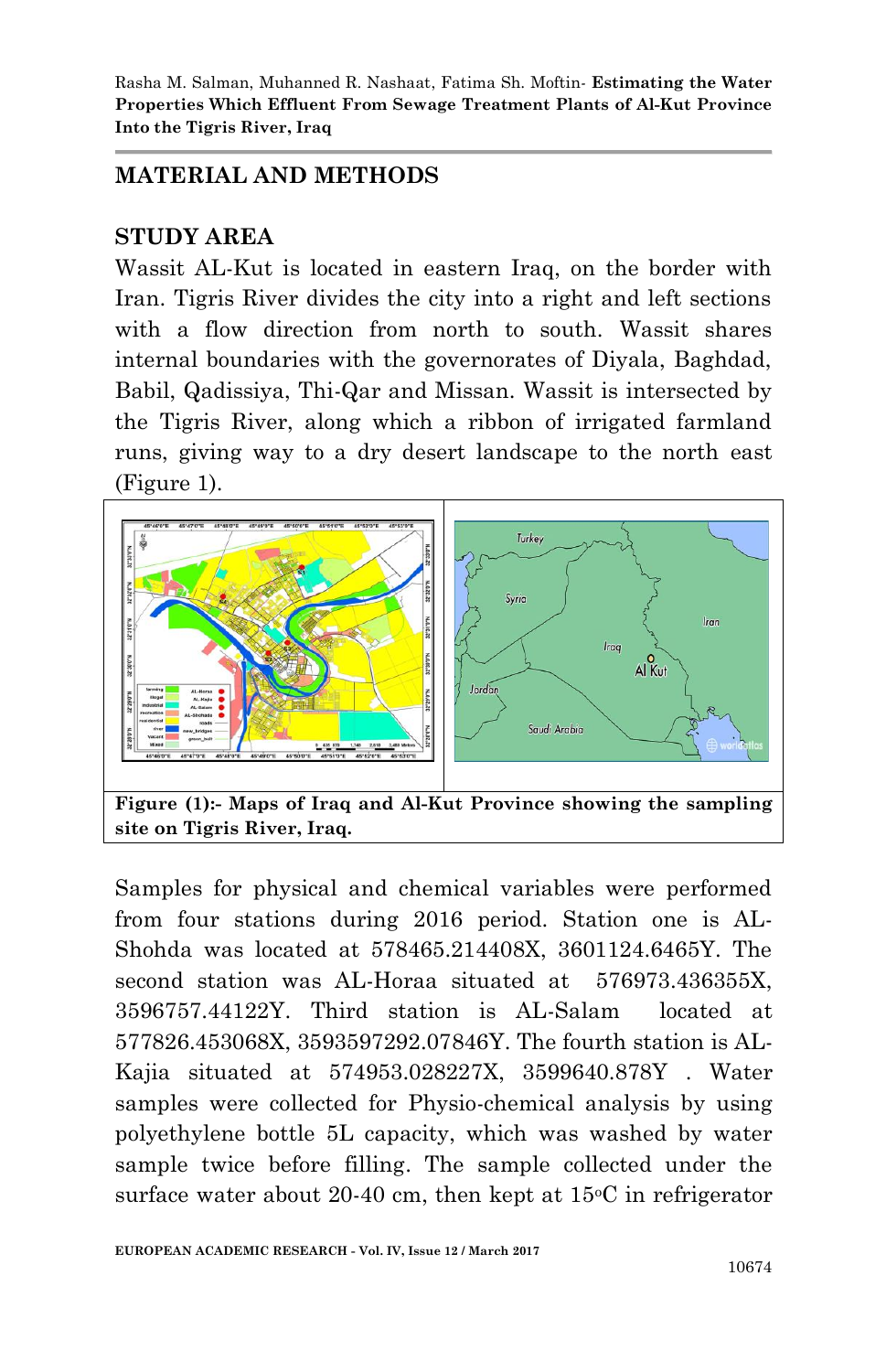## MATERIAL AND METHODS

### STUDY AREA

Wassit AL-Kut is located in eastern Iraq, on the border with Iran. Tigris River divides the city into a right and left sections with a flow direction from north to south. Wassit shares internal boundaries with the governorates of Diyala, Baghdad, Babil, Qadissiya, Thi-Qar and Missan. Wassit is intersected by the Tigris River, along which a ribbon of irrigated farmland runs, giving way to a dry desert landscape to the north east (Figure 1).

**Figure (1):- Maps of Iraq and Al-Kut Province showing the sampling site on Tigris River, Iraq.**

Samples for physical and chemical variables were performed from four stations during 2016 period. Station one is AL-Shohda was located at 578465.214408X, 3601124.6465Y. The second station was AL-Horaa situated at 576973.436355X, 3596757.44122Y. Third station is AL-Salam located at 577826.453068X, 3593597292.07846Y. The fourth station is AL-Kajia situated at 574953.028227X, 3599640.878Y . Water samples were collected for Physio-chemical analysis by using polyethylene bottle 5L capacity, which was washed by water sample twice before filling. The sample collected under the surface water about 20-40 cm, then kept at 15°C in refrigerator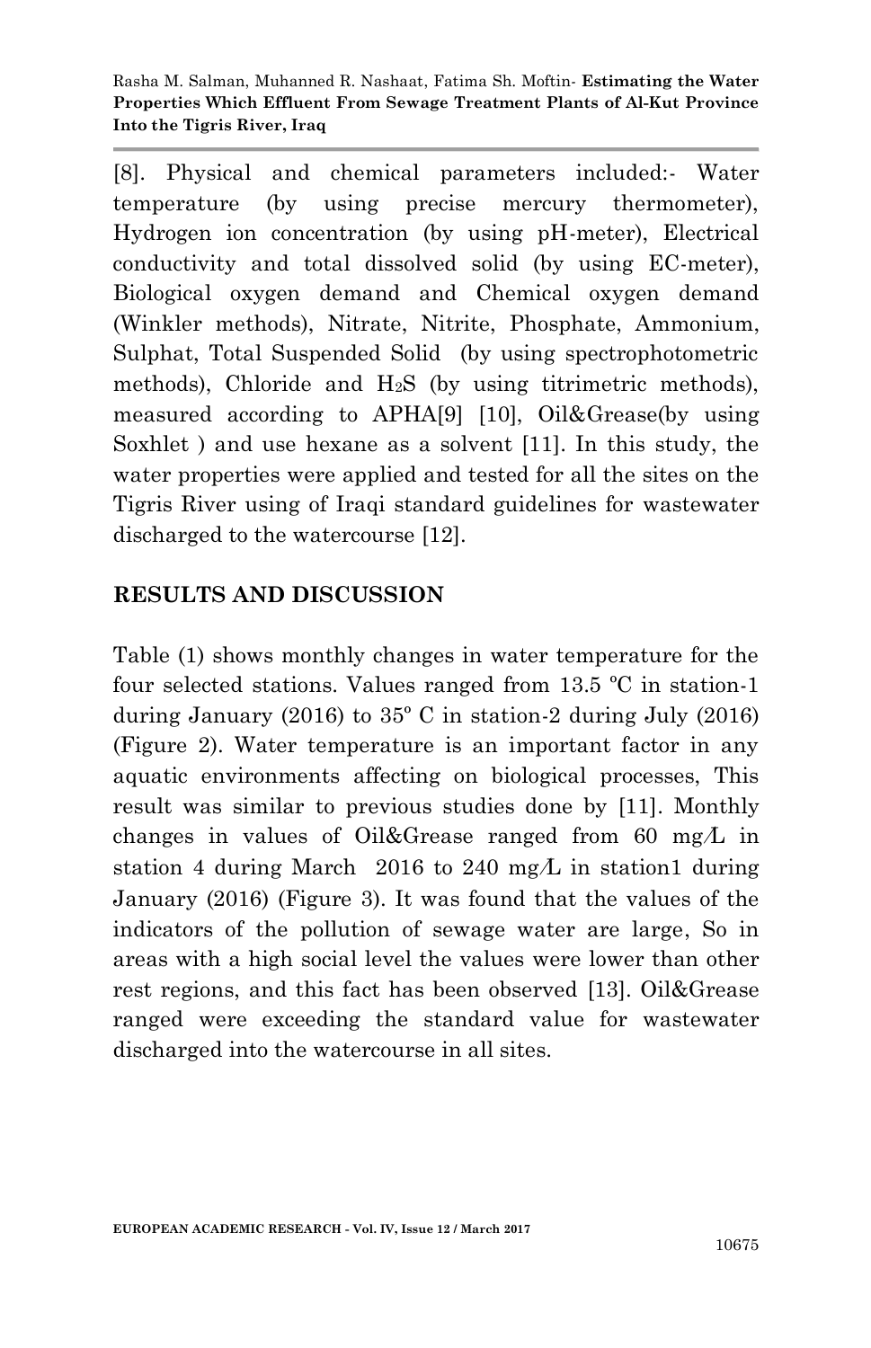[8]. Physical and chemical parameters included:- Water temperature (by using precise mercury thermometer), Hydrogen ion concentration (by using pH-meter), Electrical conductivity and total dissolved solid (by using EC-meter), Biological oxygen demand and Chemical oxygen demand (Winkler methods), Nitrate, Nitrite, Phosphate, Ammonium, Sulphat, Total Suspended Solid (by using spectrophotometric methods), Chloride and $H_2S$ (by using titrimetric methods), measured according to APHA[9] [10], Oil&Grease(by using Soxhlet ) and use hexane as a solvent [11]. In this study, the water properties were applied and tested for all the sites on the Tigris River using of Iraqi standard guidelines for wastewater discharged to the watercourse [12].

## RESULTS AND DISCUSSION

Table (1) shows monthly changes in water temperature for the four selected stations. Values ranged from 13.5 ºC in station-1 during January (2016) to 35º C in station-2 during July (2016) (Figure 2). Water temperature is an important factor in any aquatic environments affecting on biological processes, This result was similar to previous studies done by [11]. Monthly changes in values of Oil&Grease ranged from 60 mg/L in station 4 during March 2016 to 240 mg/L in station1 during January (2016) (Figure 3). It was found that the values of the indicators of the pollution of sewage water are large, So in areas with a high social level the values were lower than other rest regions, and this fact has been observed [13]. Oil&Grease ranged were exceeding the standard value for wastewater discharged into the watercourse in all sites.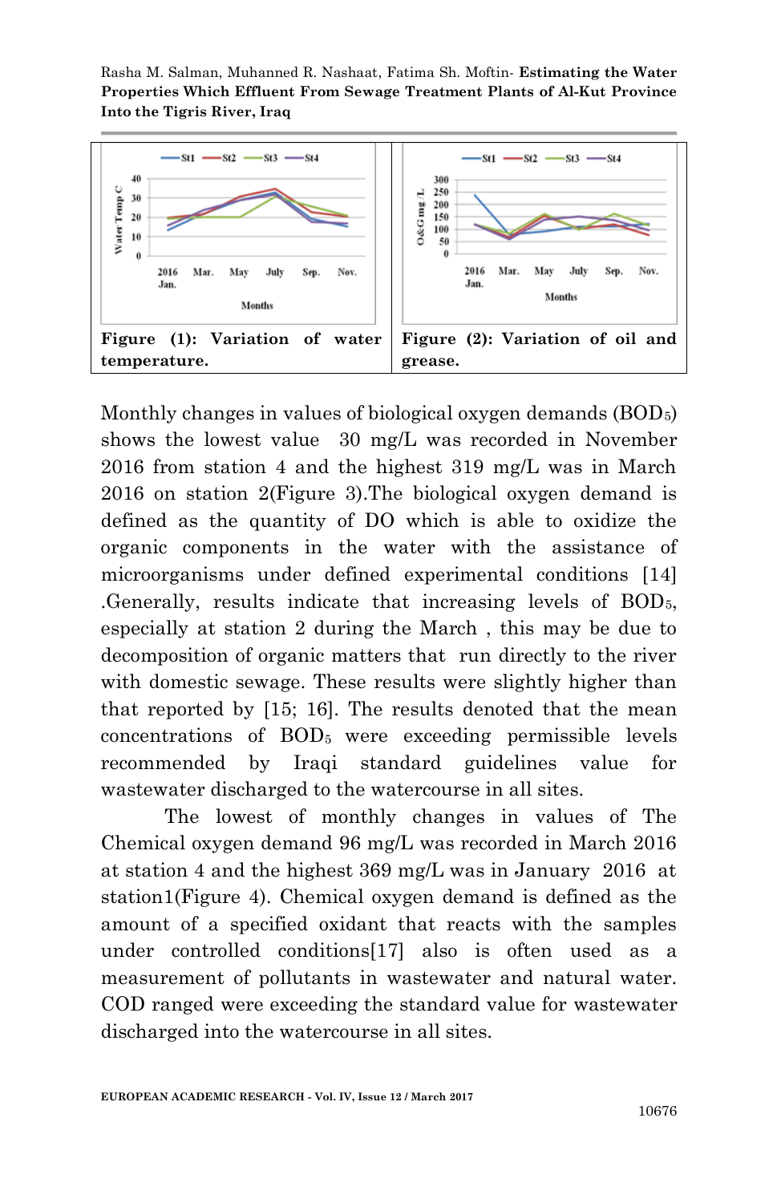Figure (1): Variation of water temperature.

Figure (2): Variation of oil and grease.

Monthly changes in values of biological oxygen demands ($BOD_5$) shows the lowest value 30 mg/L was recorded in November 2016 from station 4 and the highest 319 mg/L was in March 2016 on station 2(Figure 3).The biological oxygen demand is defined as the quantity of DO which is able to oxidize the organic components in the water with the assistance of microorganisms under defined experimental conditions [14] .Generally, results indicate that increasing levels of $BOD_5$, especially at station 2 during the March , this may be due to decomposition of organic matters that run directly to the river with domestic sewage. These results were slightly higher than that reported by [15; 16]. The results denoted that the mean concentrations of $BOD_5$ were exceeding permissible levels recommended by Iraqi standard guidelines value for wastewater discharged to the watercourse in all sites.

The lowest of monthly changes in values of The Chemical oxygen demand 96 mg/L was recorded in March 2016 at station 4 and the highest 369 mg/L was in January 2016 at station1(Figure 4). Chemical oxygen demand is defined as the amount of a specified oxidant that reacts with the samples under controlled conditions[17] also is often used as a measurement of pollutants in wastewater and natural water. COD ranged were exceeding the standard value for wastewater discharged into the watercourse in all sites.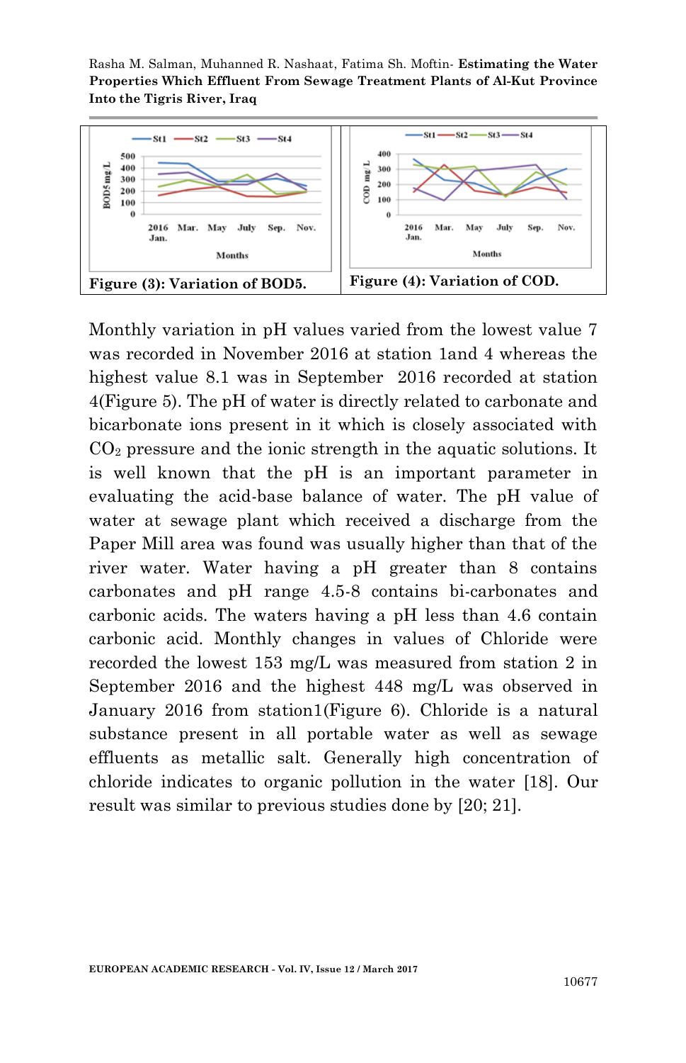Figure (3): Variation of BOD5.

Figure (4): Variation of COD.

Monthly variation in pH values varied from the lowest value 7 was recorded in November 2016 at station 1and 4 whereas the highest value 8.1 was in September 2016 recorded at station 4(Figure 5). The pH of water is directly related to carbonate and bicarbonate ions present in it which is closely associated with $CO_2$ pressure and the ionic strength in the aquatic solutions. It is well known that the pH is an important parameter in evaluating the acid-base balance of water. The pH value of water at sewage plant which received a discharge from the Paper Mill area was found was usually higher than that of the river water. Water having a pH greater than 8 contains carbonates and pH range 4.5-8 contains bi-carbonates and carbonic acids. The waters having a pH less than 4.6 contain carbonic acid. Monthly changes in values of Chloride were recorded the lowest 153 mg/L was measured from station 2 in September 2016 and the highest 448 mg/L was observed in January 2016 from station1(Figure 6). Chloride is a natural substance present in all portable water as well as sewage effluents as metallic salt. Generally high concentration of chloride indicates to organic pollution in the water [18]. Our result was similar to previous studies done by [20; 21].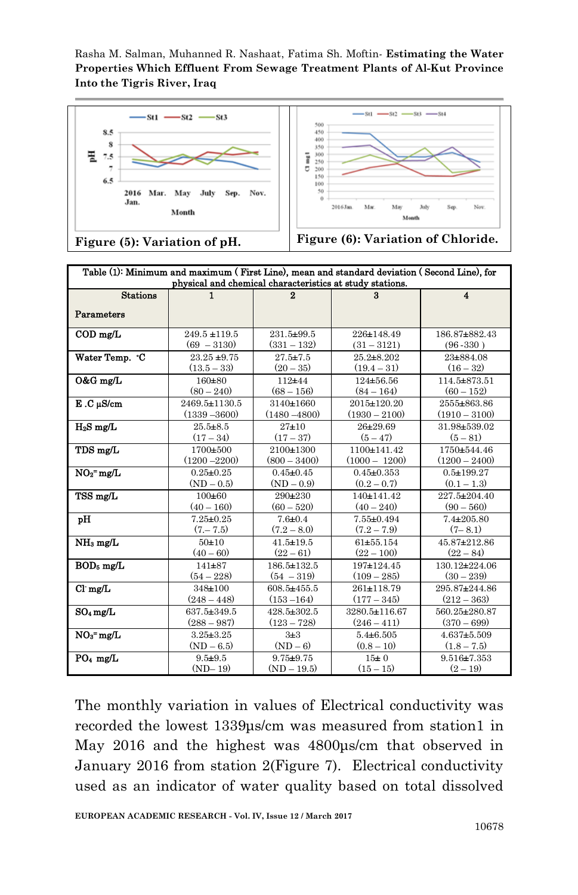Figure (5): Variation of pH.

Figure (6): Variation of Chloride.

| Stations / Parameters | 1 | 2 | 3 | 4 |
|---|---|---|---|---|
| COD mg/L | 249.5 ±119.5 (69 – 3130) | 231.5±99.5 (331 – 132) | 226±148.49 (31 – 3121) | 186.87±882.43 (96 -330 ) |
| Water Temp. °C | 23.25 ±9.75 (13.5 – 33) | 27.5±7.5 (20 – 35) | 25.2±8.202 (19.4 – 31) | 23±884.08 (16 – 32) |
| O&G mg/L | 160±80 (80 – 240) | 112±44 (68 – 156) | 124±56.56 (84 – 164) | 114.5±873.51 (60 – 152) |
| E .C µS/cm | 2469.5±1130.5 (1339 –3600) | 3140±1660 (1480 –4800) | 2015±120.20 (1930 – 2100) | 2555±863.86 (1910 – 3100) |
| $H_2S$ mg/L | 25.5±8.5 (17 – 34) | 27±10 (17 – 37) | 26±29.69 (5 – 47) | 31.98±539.02 (5 – 81) |
| TDS mg/L | 1700±500 (1200 –2200) | 2100±1300 (800 – 3400) | 1100±141.42 (1000 – 1200) | 1750±544.46 (1200 – 2400) |
| $NO_2^=$ mg/L | 0.25±0.25 (ND – 0.5) | 0.45±0.45 (ND – 0.9) | 0.45±0.353 (0.2 – 0.7) | 0.5±199.27 (0.1 – 1.3) |
| TSS mg/L | 100±60 (40 – 160) | 290±230 (60 – 520) | 140±141.42 (40 – 240) | 227.5±204.40 (90 – 560) |
| pH | 7.25±0.25 (7.– 7.5) | 7.6±0.4 (7.2 – 8.0) | 7.55±0.494 (7.2 – 7.9) | 7.4±205.80 (7– 8.1) |
| $NH_3$ mg/L | 50±10 (40 – 60) | 41.5±19.5 (22 – 61) | 61±55.154 (22 – 100) | 45.87±212.86 (22 – 84) |
| $BOD_5$ mg/L | 141±87 (54 – 228) | 186.5±132.5 (54 – 319) | 197±124.45 (109 – 285) | 130.12±224.06 (30 – 239) |
| $Cl^-$ mg/L | 348±100 (248 – 448) | 608.5±455.5 (153 –164) | 261±118.79 (177 – 345) | 295.87±244.86 (212 – 363) |
| $SO_4$ mg/L | 637.5±349.5 (288 – 987) | 428.5±302.5 (123 – 728) | 3280.5±116.67 (246 – 411) | 560.25±280.87 (370 – 699) |
| $NO_3^=$ mg/L | 3.25±3.25 (ND – 6.5) | 3±3 (ND – 6) | 5.4±6.505 (0.8 – 10) | 4.637±5.509 (1.8 – 7.5) |
| $PO_4$ mg/L | 9.5±9.5 (ND– 19) | 9.75±9.75 (ND – 19.5) | 15± 0 (15 – 15) | 9.516±7.353 (2 – 19) |

Table (1): Minimum and maximum ( First Line), mean and standard deviation ( Second Line), for physical and chemical characteristics at study stations.

The monthly variation in values of Electrical conductivity was recorded the lowest 1339µs/cm was measured from station1 in May 2016 and the highest was 4800µs/cm that observed in January 2016 from station 2(Figure 7). Electrical conductivity used as an indicator of water quality based on total dissolved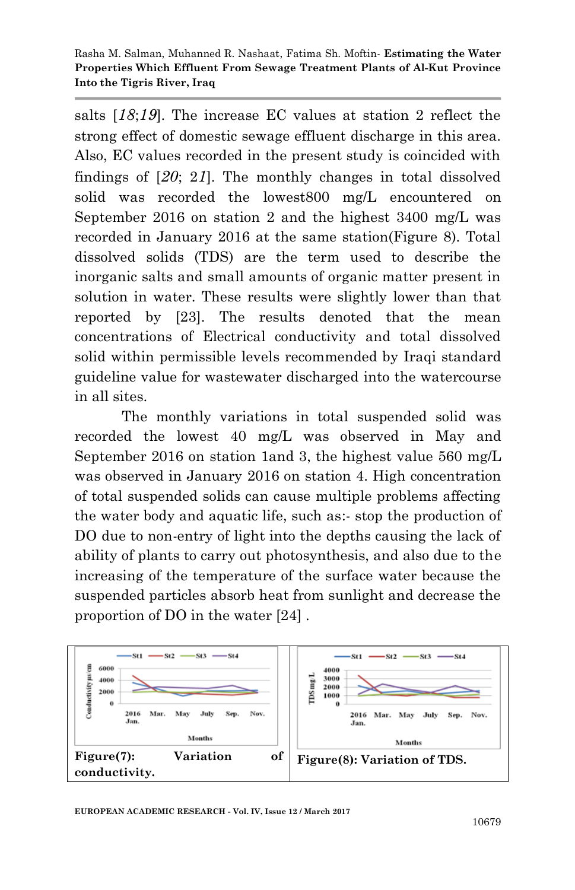salts [*18*;*19*]. The increase EC values at station 2 reflect the strong effect of domestic sewage effluent discharge in this area. Also, EC values recorded in the present study is coincided with findings of [*20*; 2*1*]. The monthly changes in total dissolved solid was recorded the lowest800 mg/L encountered on September 2016 on station 2 and the highest 3400 mg/L was recorded in January 2016 at the same station(Figure 8). Total dissolved solids (TDS) are the term used to describe the inorganic salts and small amounts of organic matter present in solution in water. These results were slightly lower than that reported by [23]. The results denoted that the mean concentrations of Electrical conductivity and total dissolved solid within permissible levels recommended by Iraqi standard guideline value for wastewater discharged into the watercourse in all sites.

The monthly variations in total suspended solid was recorded the lowest 40 mg/L was observed in May and September 2016 on station 1and 3, the highest value 560 mg/L was observed in January 2016 on station 4. High concentration of total suspended solids can cause multiple problems affecting the water body and aquatic life, such as:- stop the production of DO due to non-entry of light into the depths causing the lack of ability of plants to carry out photosynthesis, and also due to the increasing of the temperature of the surface water because the suspended particles absorb heat from sunlight and decrease the proportion of DO in the water [24] .

**Figure(7): Variation of conductivity.**

**Figure(8): Variation of TDS.**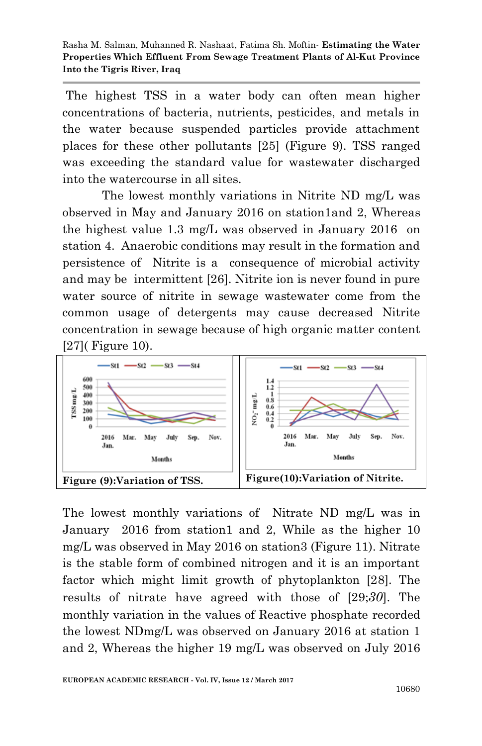The highest TSS in a water body can often mean higher concentrations of bacteria, nutrients, pesticides, and metals in the water because suspended particles provide attachment places for these other pollutants [25] (Figure 9). TSS ranged was exceeding the standard value for wastewater discharged into the watercourse in all sites.

The lowest monthly variations in Nitrite ND mg/L was observed in May and January 2016 on station1and 2, Whereas the highest value 1.3 mg/L was observed in January 2016 on station 4. Anaerobic conditions may result in the formation and persistence of Nitrite is a consequence of microbial activity and may be intermittent [26]. Nitrite ion is never found in pure water source of nitrite in sewage wastewater come from the common usage of detergents may cause decreased Nitrite concentration in sewage because of high organic matter content [27]( Figure 10).

Figure (9):Variation of TSS.

Figure(10):Variation of Nitrite.

The lowest monthly variations of Nitrate ND mg/L was in January 2016 from station1 and 2, While as the higher 10 mg/L was observed in May 2016 on station3 (Figure 11). Nitrate is the stable form of combined nitrogen and it is an important factor which might limit growth of phytoplankton [28]. The results of nitrate have agreed with those of [29;*30*]. The monthly variation in the values of Reactive phosphate recorded the lowest NDmg/L was observed on January 2016 at station 1 and 2, Whereas the higher 19 mg/L was observed on July 2016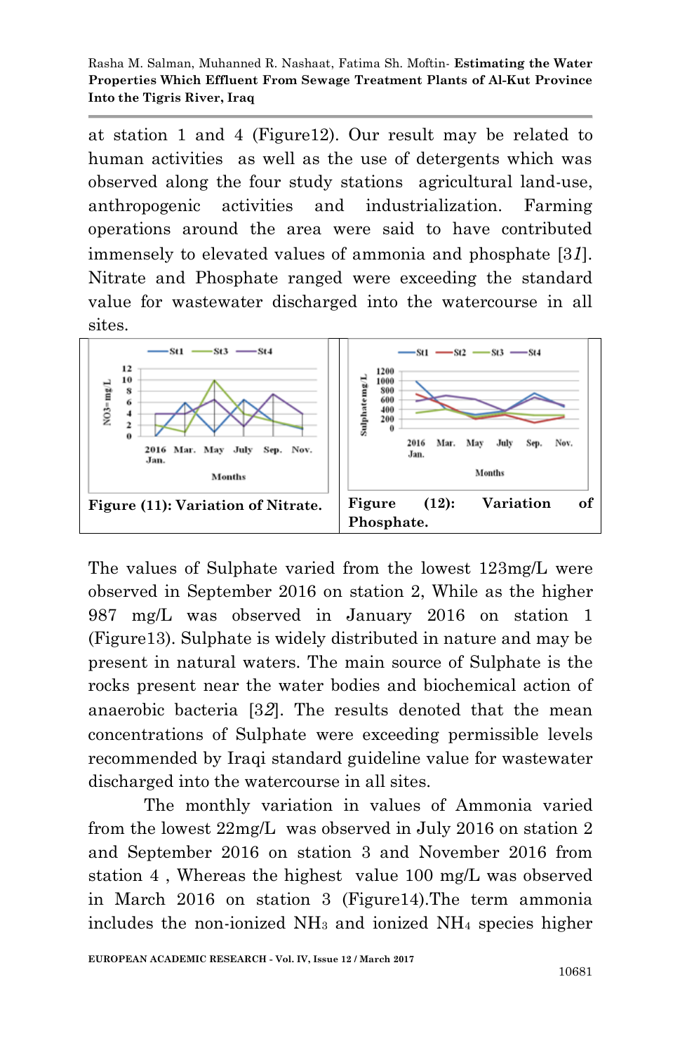at station 1 and 4 (Figure12). Our result may be related to human activities as well as the use of detergents which was observed along the four study stations agricultural land-use, anthropogenic activities and industrialization. Farming operations around the area were said to have contributed immensely to elevated values of ammonia and phosphate [31]. Nitrate and Phosphate ranged were exceeding the standard value for wastewater discharged into the watercourse in all sites.

**Figure (11): Variation of Nitrate.**

**Figure (12): Variation of Phosphate.**

The values of Sulphate varied from the lowest 123mg/L were observed in September 2016 on station 2, While as the higher 987 mg/L was observed in January 2016 on station 1 (Figure13). Sulphate is widely distributed in nature and may be present in natural waters. The main source of Sulphate is the rocks present near the water bodies and biochemical action of anaerobic bacteria [32]. The results denoted that the mean concentrations of Sulphate were exceeding permissible levels recommended by Iraqi standard guideline value for wastewater discharged into the watercourse in all sites.

The monthly variation in values of Ammonia varied from the lowest 22mg/L was observed in July 2016 on station 2 and September 2016 on station 3 and November 2016 from station 4 , Whereas the highest value 100 mg/L was observed in March 2016 on station 3 (Figure14).The term ammonia includes the non-ionized $NH_3$ and ionized $NH_4$ species higher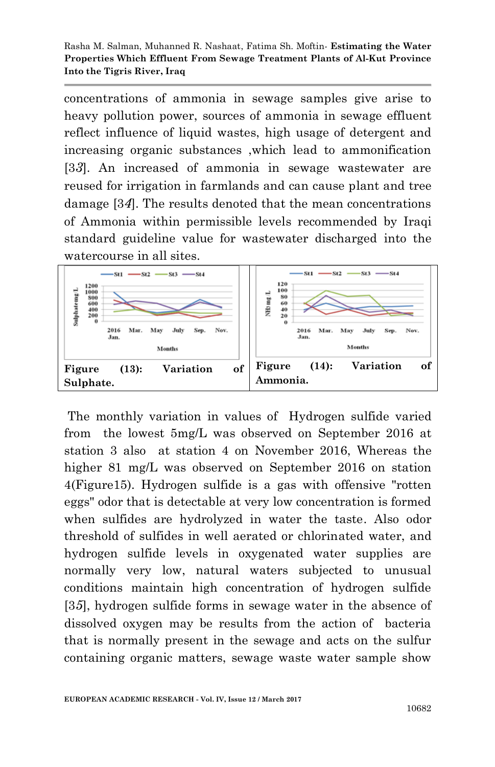concentrations of ammonia in sewage samples give arise to heavy pollution power, sources of ammonia in sewage effluent reflect influence of liquid wastes, high usage of detergent and increasing organic substances ,which lead to ammonification [33]. An increased of ammonia in sewage wastewater are reused for irrigation in farmlands and can cause plant and tree damage [34]. The results denoted that the mean concentrations of Ammonia within permissible levels recommended by Iraqi standard guideline value for wastewater discharged into the watercourse in all sites.

**Figure (13): Variation of Sulphate.**

**Figure (14): Variation of Ammonia.**

The monthly variation in values of Hydrogen sulfide varied from the lowest 5mg/L was observed on September 2016 at station 3 also at station 4 on November 2016, Whereas the higher 81 mg/L was observed on September 2016 on station 4(Figure15). Hydrogen sulfide is a gas with offensive "rotten eggs" odor that is detectable at very low concentration is formed when sulfides are hydrolyzed in water the taste. Also odor threshold of sulfides in well aerated or chlorinated water, and hydrogen sulfide levels in oxygenated water supplies are normally very low, natural waters subjected to unusual conditions maintain high concentration of hydrogen sulfide [35], hydrogen sulfide forms in sewage water in the absence of dissolved oxygen may be results from the action of bacteria that is normally present in the sewage and acts on the sulfur containing organic matters, sewage waste water sample show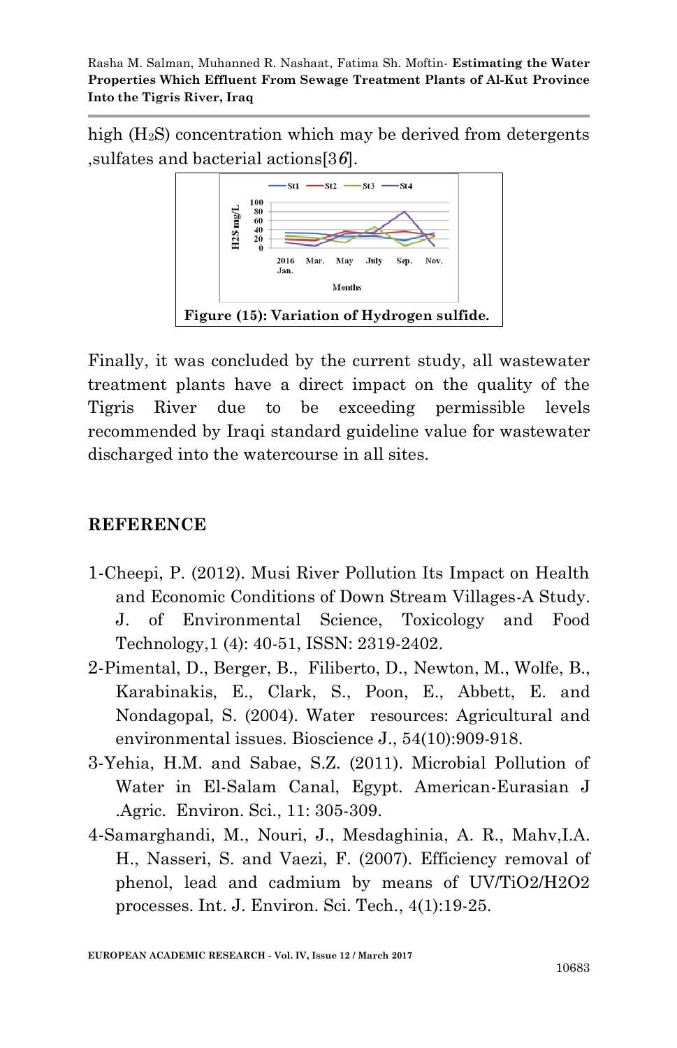high ($H_2S$) concentration which may be derived from detergents ,sulfates and bacterial actions[36].

Figure (15): Variation of Hydrogen sulfide.

Finally, it was concluded by the current study, all wastewater treatment plants have a direct impact on the quality of the Tigris River due to be exceeding permissible levels recommended by Iraqi standard guideline value for wastewater discharged into the watercourse in all sites.

## REFERENCE

1-Cheepi, P. (2012). Musi River Pollution Its Impact on Health and Economic Conditions of Down Stream Villages-A Study. J. of Environmental Science, Toxicology and Food Technology,1 (4): 40-51, ISSN: 2319-2402.

2-Pimental, D., Berger, B., Filiberto, D., Newton, M., Wolfe, B., Karabinakis, E., Clark, S., Poon, E., Abbett, E. and Nondagopal, S. (2004). Water resources: Agricultural and environmental issues. Bioscience J., 54(10):909-918.

3-Yehia, H.M. and Sabae, S.Z. (2011). Microbial Pollution of Water in El-Salam Canal, Egypt. American-Eurasian J .Agric. Environ. Sci., 11: 305-309.

4-Samarghandi, M., Nouri, J., Mesdaghinia, A. R., Mahv,I.A. H., Nasseri, S. and Vaezi, F. (2007). Efficiency removal of phenol, lead and cadmium by means of UV/TiO2/H2O2 processes. Int. J. Environ. Sci. Tech., 4(1):19-25.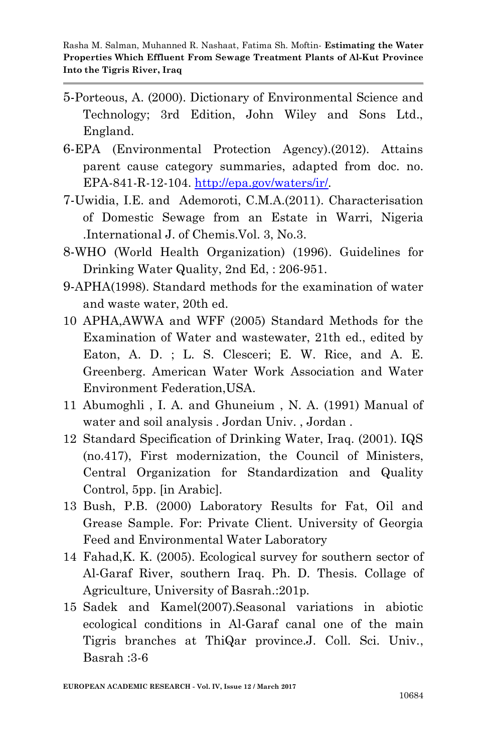5-Porteous, A. (2000). Dictionary of Environmental Science and Technology; 3rd Edition, John Wiley and Sons Ltd., England.

6-EPA (Environmental Protection Agency).(2012). Attains parent cause category summaries, adapted from doc. no. EPA-841-R-12-104. http://epa.gov/waters/ir/.

7-Uwidia, I.E. and Ademoroti, C.M.A.(2011). Characterisation of Domestic Sewage from an Estate in Warri, Nigeria .International J. of Chemis.Vol. 3, No.3.

8-WHO (World Health Organization) (1996). Guidelines for Drinking Water Quality, 2nd Ed, : 206-951.

9-APHA(1998). Standard methods for the examination of water and waste water, 20th ed.

10 APHA,AWWA and WFF (2005) Standard Methods for the Examination of Water and wastewater, 21th ed., edited by Eaton, A. D. ; L. S. Clesceri; E. W. Rice, and A. E. Greenberg. American Water Work Association and Water Environment Federation,USA.

11 Abumoghli , I. A. and Ghuneium , N. A. (1991) Manual of water and soil analysis . Jordan Univ. , Jordan .

12 Standard Specification of Drinking Water, Iraq. (2001). IQS (no.417), First modernization, the Council of Ministers, Central Organization for Standardization and Quality Control, 5pp. [in Arabic].

13 Bush, P.B. (2000) Laboratory Results for Fat, Oil and Grease Sample. For: Private Client. University of Georgia Feed and Environmental Water Laboratory

14 Fahad,K. K. (2005). Ecological survey for southern sector of Al-Garaf River, southern Iraq. Ph. D. Thesis. Collage of Agriculture, University of Basrah.:201p.

15 Sadek and Kamel(2007).Seasonal variations in abiotic ecological conditions in Al-Garaf canal one of the main Tigris branches at ThiQar province.J. Coll. Sci. Univ., Basrah :3-6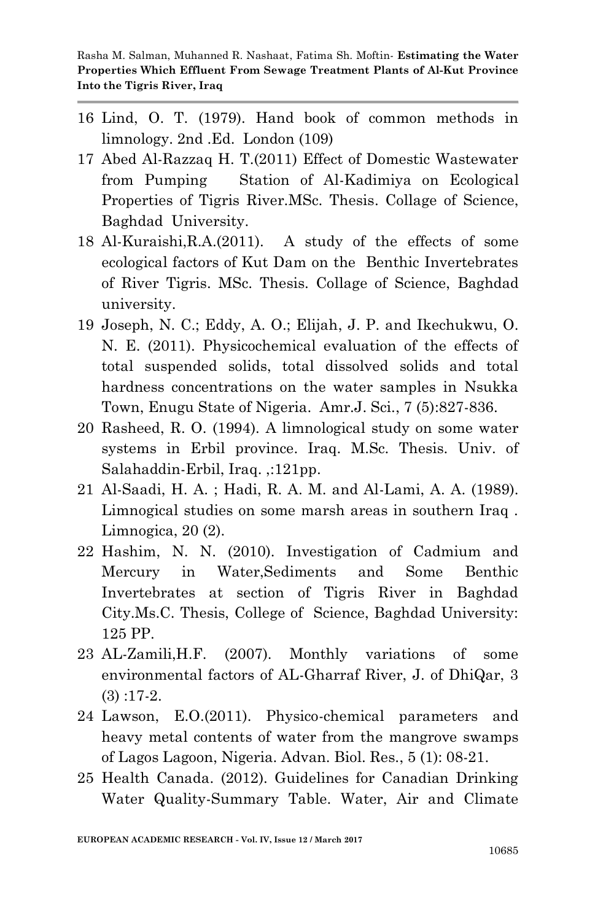16 Lind, O. T. (1979). Hand book of common methods in limnology. 2nd .Ed. London (109)

17 Abed Al-Razzaq H. T.(2011) Effect of Domestic Wastewater from Pumping Station of Al-Kadimiya on Ecological Properties of Tigris River.MSc. Thesis. Collage of Science, Baghdad University.

18 Al-Kuraishi,R.A.(2011). A study of the effects of some ecological factors of Kut Dam on the Benthic Invertebrates of River Tigris. MSc. Thesis. Collage of Science, Baghdad university.

19 Joseph, N. C.; Eddy, A. O.; Elijah, J. P. and Ikechukwu, O. N. E. (2011). Physicochemical evaluation of the effects of total suspended solids, total dissolved solids and total hardness concentrations on the water samples in Nsukka Town, Enugu State of Nigeria. Amr.J. Sci., 7 (5):827-836.

20 Rasheed, R. O. (1994). A limnological study on some water systems in Erbil province. Iraq. M.Sc. Thesis. Univ. of Salahaddin-Erbil, Iraq. ,:121pp.

21 Al-Saadi, H. A. ; Hadi, R. A. M. and Al-Lami, A. A. (1989). Limnogical studies on some marsh areas in southern Iraq . Limnogica, 20 (2).

22 Hashim, N. N. (2010). Investigation of Cadmium and Mercury in Water,Sediments and Some Benthic Invertebrates at section of Tigris River in Baghdad City.Ms.C. Thesis, College of Science, Baghdad University: 125 PP.

23 AL-Zamili,H.F. (2007). Monthly variations of some environmental factors of AL-Gharraf River, J. of DhiQar, 3 (3) :17-2.

24 Lawson, E.O.(2011). Physico-chemical parameters and heavy metal contents of water from the mangrove swamps of Lagos Lagoon, Nigeria. Advan. Biol. Res., 5 (1): 08-21.

25 Health Canada. (2012). Guidelines for Canadian Drinking Water Quality-Summary Table. Water, Air and Climate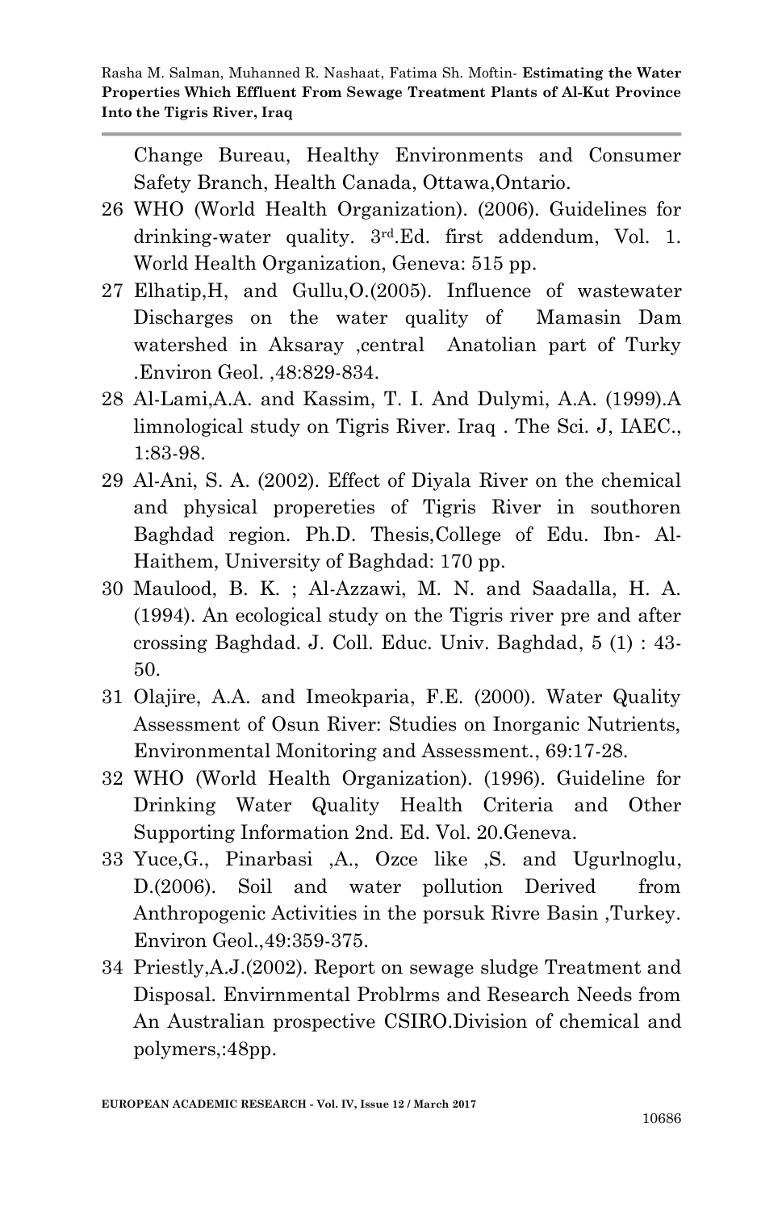Change Bureau, Healthy Environments and Consumer Safety Branch, Health Canada, Ottawa,Ontario.

26 WHO (World Health Organization). (2006). Guidelines for drinking-water quality. 3rd.Ed. first addendum, Vol. 1. World Health Organization, Geneva: 515 pp.

27 Elhatip,H, and Gullu,O.(2005). Influence of wastewater Discharges on the water quality of Mamasin Dam watershed in Aksaray ,central Anatolian part of Turky .Environ Geol. ,48:829-834.

28 Al-Lami,A.A. and Kassim, T. I. And Dulymi, A.A. (1999).A limnological study on Tigris River. Iraq . The Sci. J, IAEC., 1:83-98.

29 Al-Ani, S. A. (2002). Effect of Diyala River on the chemical and physical propereties of Tigris River in southoren Baghdad region. Ph.D. Thesis,College of Edu. Ibn- Al-Haithem, University of Baghdad: 170 pp.

30 Maulood, B. K. ; Al-Azzawi, M. N. and Saadalla, H. A. (1994). An ecological study on the Tigris river pre and after crossing Baghdad. J. Coll. Educ. Univ. Baghdad, 5 (1) : 43-50.

31 Olajire, A.A. and Imeokparia, F.E. (2000). Water Quality Assessment of Osun River: Studies on Inorganic Nutrients, Environmental Monitoring and Assessment., 69:17-28.

32 WHO (World Health Organization). (1996). Guideline for Drinking Water Quality Health Criteria and Other Supporting Information 2nd. Ed. Vol. 20.Geneva.

33 Yuce,G., Pinarbasi ,A., Ozce like ,S. and Ugurlnoglu, D.(2006). Soil and water pollution Derived from Anthropogenic Activities in the porsuk Rivre Basin ,Turkey. Environ Geol.,49:359-375.

34 Priestly,A.J.(2002). Report on sewage sludge Treatment and Disposal. Envirnmental Problrms and Research Needs from An Australian prospective CSIRO.Division of chemical and polymers,:48pp.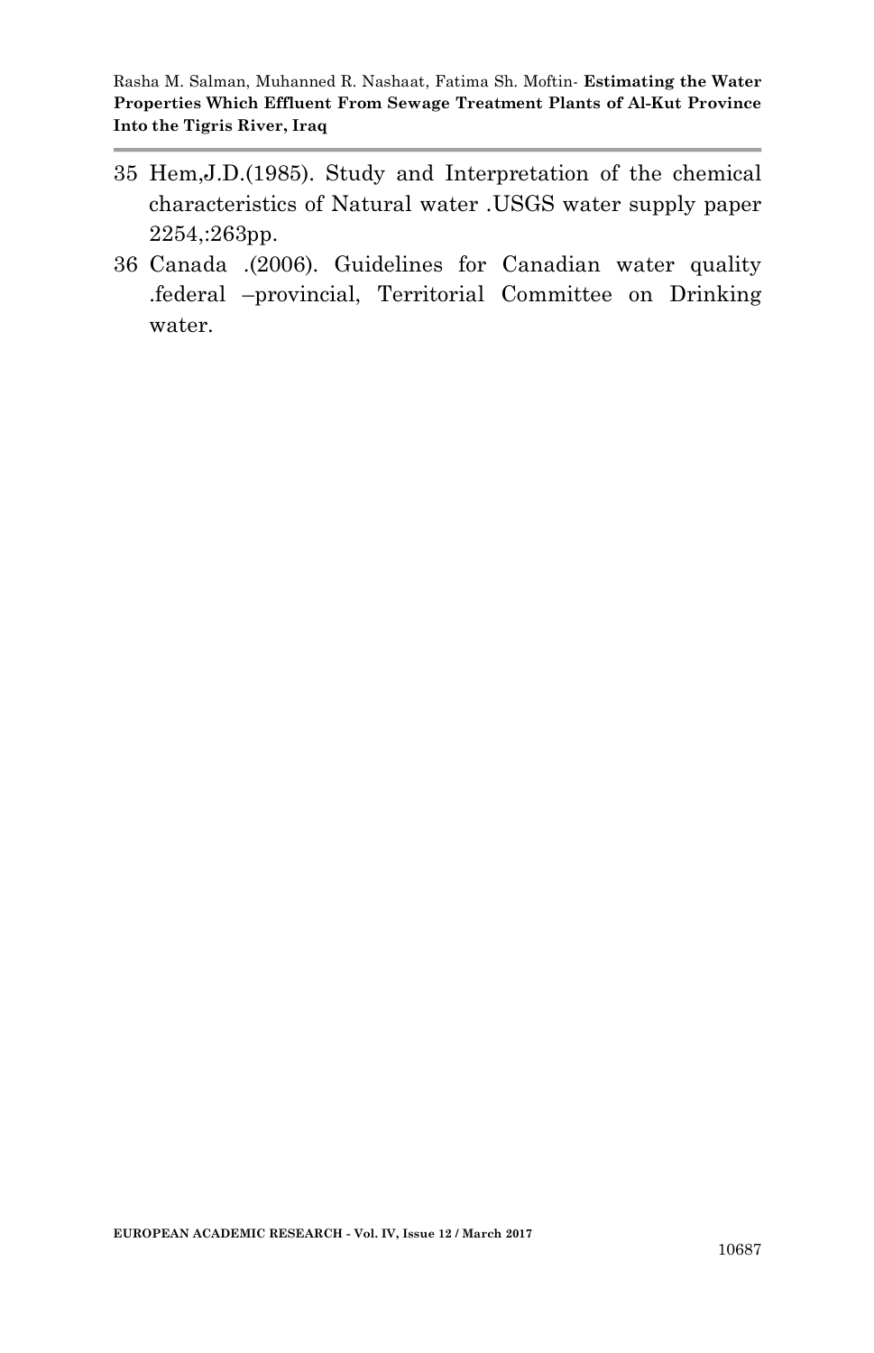35 Hem,J.D.(1985). Study and Interpretation of the chemical characteristics of Natural water .USGS water supply paper 2254,:263pp.

36 Canada .(2006). Guidelines for Canadian water quality .federal –provincial, Territorial Committee on Drinking water.